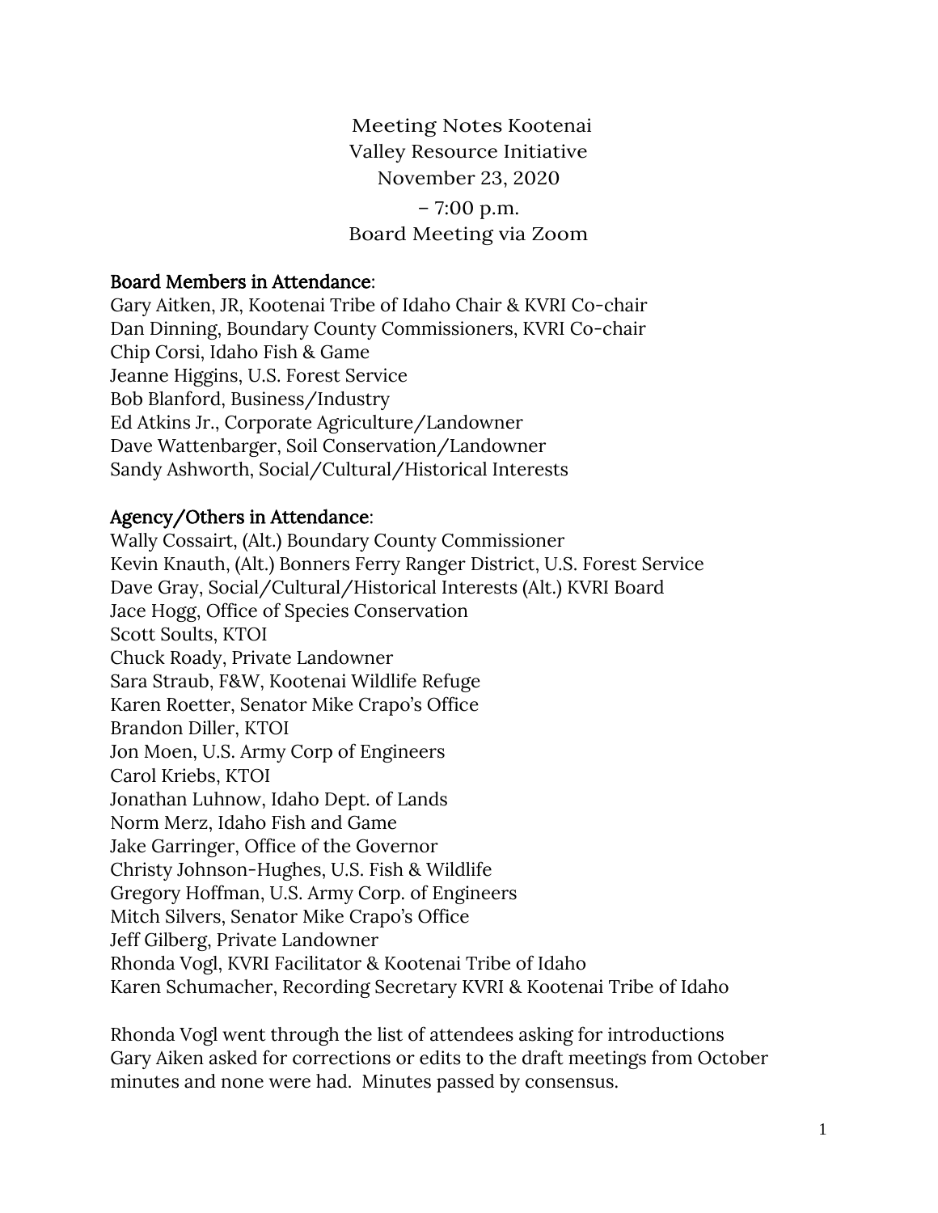Meeting Notes Kootenai
Valley Resource Initiative
November 23, 2020
– 7:00 p.m.
Board Meeting via Zoom

**Board Members in Attendance**:
Gary Aitken, JR, Kootenai Tribe of Idaho Chair & KVRI Co-chair
Dan Dinning, Boundary County Commissioners, KVRI Co-chair
Chip Corsi, Idaho Fish & Game
Jeanne Higgins, U.S. Forest Service
Bob Blanford, Business/Industry
Ed Atkins Jr., Corporate Agriculture/Landowner
Dave Wattenbarger, Soil Conservation/Landowner
Sandy Ashworth, Social/Cultural/Historical Interests

**Agency/Others in Attendance**:
Wally Cossairt, (Alt.) Boundary County Commissioner
Kevin Knauth, (Alt.) Bonners Ferry Ranger District, U.S. Forest Service
Dave Gray, Social/Cultural/Historical Interests (Alt.) KVRI Board
Jace Hogg, Office of Species Conservation
Scott Soults, KTOI
Chuck Roady, Private Landowner
Sara Straub, F&W, Kootenai Wildlife Refuge
Karen Roetter, Senator Mike Crapo's Office
Brandon Diller, KTOI
Jon Moen, U.S. Army Corp of Engineers
Carol Kriebs, KTOI
Jonathan Luhnow, Idaho Dept. of Lands
Norm Merz, Idaho Fish and Game
Jake Garringer, Office of the Governor
Christy Johnson-Hughes, U.S. Fish & Wildlife
Gregory Hoffman, U.S. Army Corp. of Engineers
Mitch Silvers, Senator Mike Crapo's Office
Jeff Gilberg, Private Landowner
Rhonda Vogl, KVRI Facilitator & Kootenai Tribe of Idaho
Karen Schumacher, Recording Secretary KVRI & Kootenai Tribe of Idaho

Rhonda Vogl went through the list of attendees asking for introductions
Gary Aiken asked for corrections or edits to the draft meetings from October minutes and none were had. Minutes passed by consensus.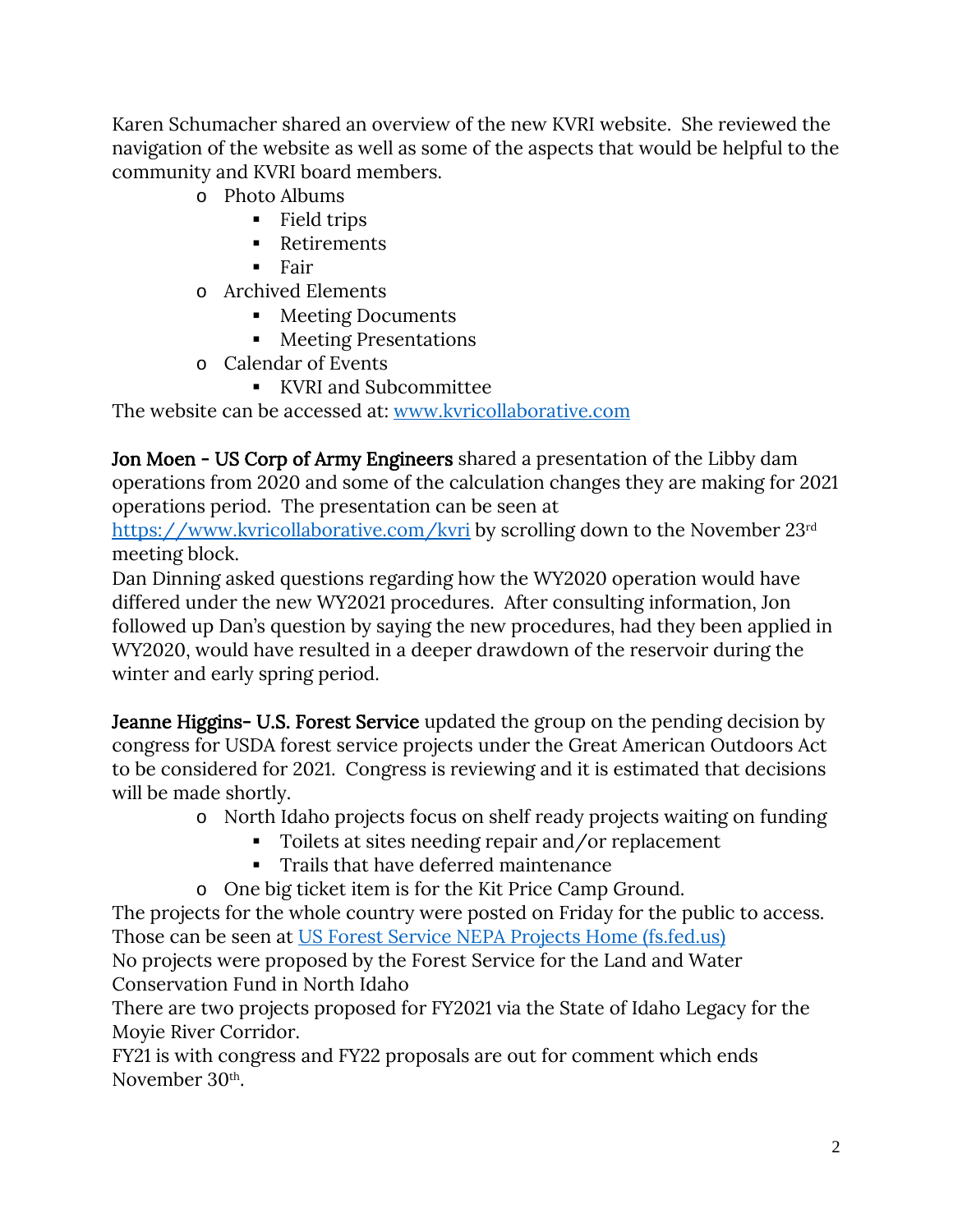Karen Schumacher shared an overview of the new KVRI website. She reviewed the navigation of the website as well as some of the aspects that would be helpful to the community and KVRI board members.

- Photo Albums
    - Field trips
    - Retirements
    - Fair
- Archived Elements
    - Meeting Documents
    - Meeting Presentations
- Calendar of Events
    - KVRI and Subcommittee

The website can be accessed at: [www.kvricollaborative.com](www.kvricollaborative.com)

**Jon Moen - US Corp of Army Engineers** shared a presentation of the Libby dam operations from 2020 and some of the calculation changes they are making for 2021 operations period. The presentation can be seen at [https://www.kvricollaborative.com/kvri](https://www.kvricollaborative.com/kvri) by scrolling down to the November 23rd meeting block.

Dan Dinning asked questions regarding how the WY2020 operation would have differed under the new WY2021 procedures. After consulting information, Jon followed up Dan's question by saying the new procedures, had they been applied in WY2020, would have resulted in a deeper drawdown of the reservoir during the winter and early spring period.

**Jeanne Higgins- U.S. Forest Service** updated the group on the pending decision by congress for USDA forest service projects under the Great American Outdoors Act to be considered for 2021. Congress is reviewing and it is estimated that decisions will be made shortly.

- North Idaho projects focus on shelf ready projects waiting on funding
    - Toilets at sites needing repair and/or replacement
    - Trails that have deferred maintenance
- One big ticket item is for the Kit Price Camp Ground.

The projects for the whole country were posted on Friday for the public to access. Those can be seen at [US Forest Service NEPA Projects Home (fs.fed.us)](fs.fed.us)

No projects were proposed by the Forest Service for the Land and Water Conservation Fund in North Idaho

There are two projects proposed for FY2021 via the State of Idaho Legacy for the Moyie River Corridor.

FY21 is with congress and FY22 proposals are out for comment which ends November 30th.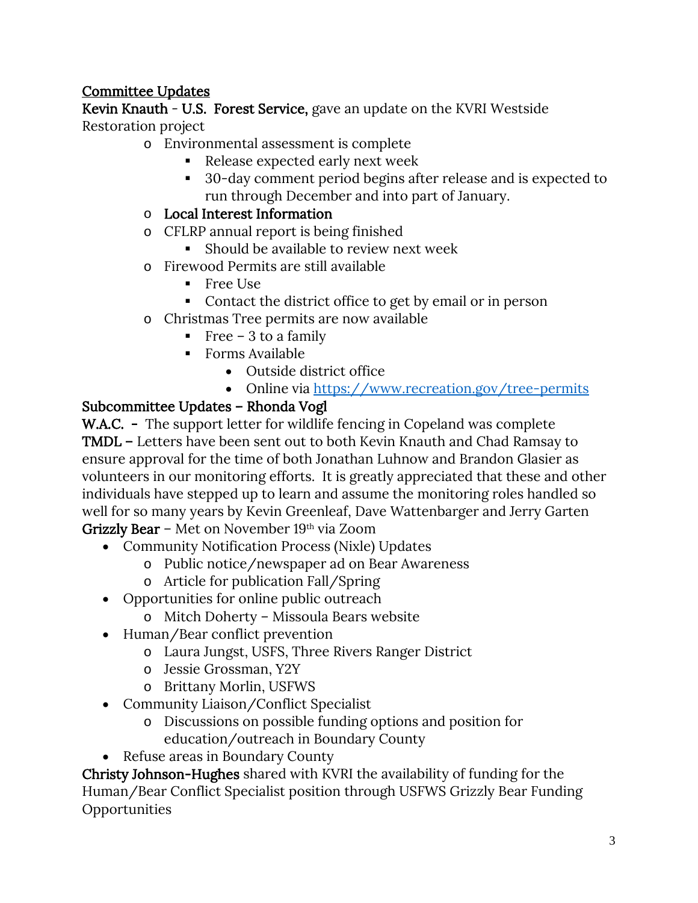<u>Committee Updates</u>

**Kevin Knauth - U.S. Forest Service,** gave an update on the KVRI Westside Restoration project

- Environmental assessment is complete
  - Release expected early next week
  - 30-day comment period begins after release and is expected to run through December and into part of January.
- **Local Interest Information**
- CFLRP annual report is being finished
  - Should be available to review next week
- Firewood Permits are still available
  - Free Use
  - Contact the district office to get by email or in person
- Christmas Tree permits are now available
  - Free – 3 to a family
  - Forms Available
    - Outside district office
    - Online via [https://www.recreation.gov/tree-permits](https://www.recreation.gov/tree-permits)

**Subcommittee Updates – Rhonda Vogl**

**W.A.C. -** The support letter for wildlife fencing in Copeland was complete

**TMDL –** Letters have been sent out to both Kevin Knauth and Chad Ramsay to ensure approval for the time of both Jonathan Luhnow and Brandon Glasier as volunteers in our monitoring efforts. It is greatly appreciated that these and other individuals have stepped up to learn and assume the monitoring roles handled so well for so many years by Kevin Greenleaf, Dave Wattenbarger and Jerry Garten

**Grizzly Bear** – Met on November 19th via Zoom

- Community Notification Process (Nixle) Updates
  - Public notice/newspaper ad on Bear Awareness
  - Article for publication Fall/Spring
- Opportunities for online public outreach
  - Mitch Doherty – Missoula Bears website
- Human/Bear conflict prevention
  - Laura Jungst, USFS, Three Rivers Ranger District
  - Jessie Grossman, Y2Y
  - Brittany Morlin, USFWS
- Community Liaison/Conflict Specialist
  - Discussions on possible funding options and position for education/outreach in Boundary County
- Refuse areas in Boundary County

**Christy Johnson-Hughes** shared with KVRI the availability of funding for the Human/Bear Conflict Specialist position through USFWS Grizzly Bear Funding Opportunities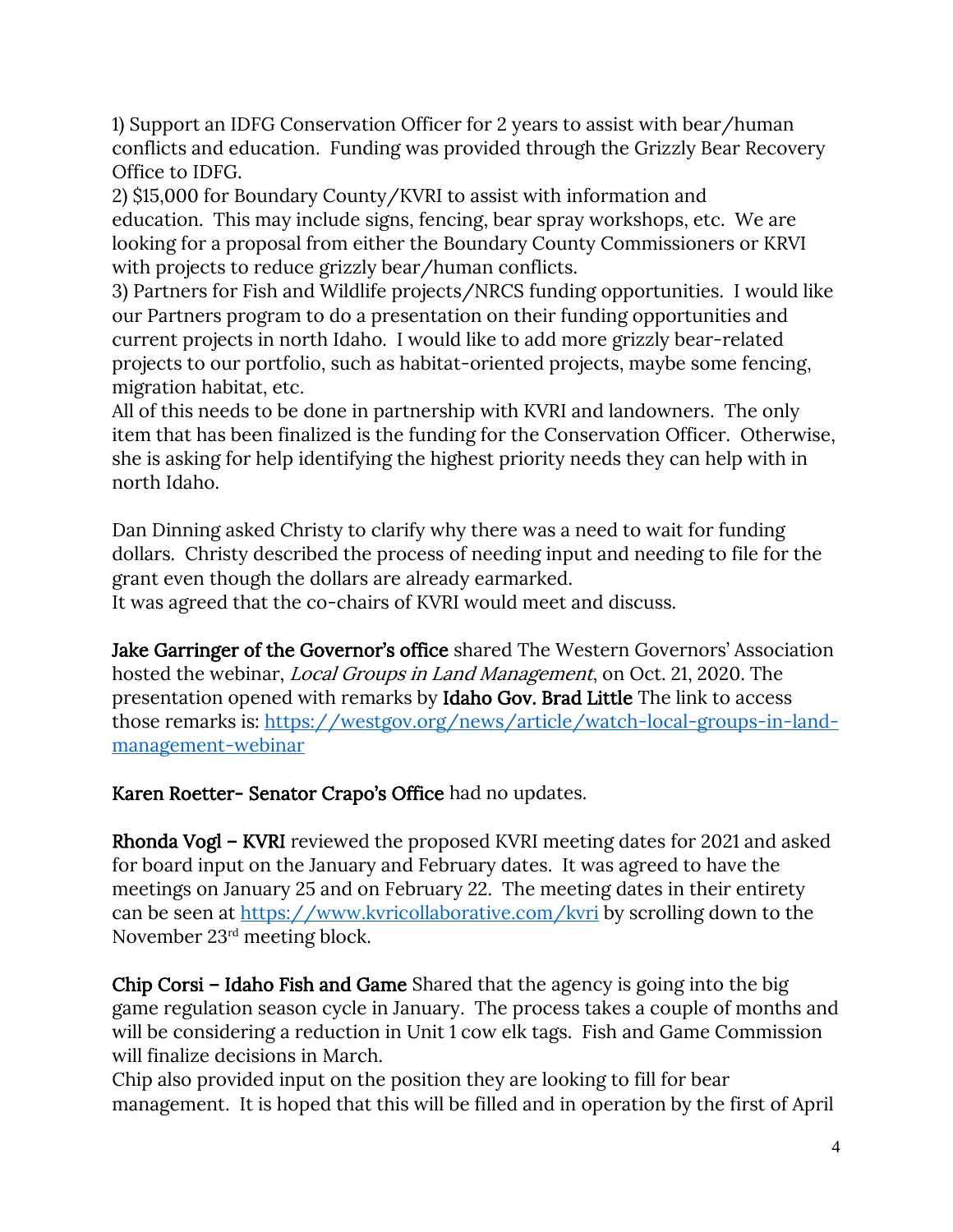1) Support an IDFG Conservation Officer for 2 years to assist with bear/human conflicts and education. Funding was provided through the Grizzly Bear Recovery Office to IDFG.
2) $15,000 for Boundary County/KVRI to assist with information and education. This may include signs, fencing, bear spray workshops, etc. We are looking for a proposal from either the Boundary County Commissioners or KRVI with projects to reduce grizzly bear/human conflicts.
3) Partners for Fish and Wildlife projects/NRCS funding opportunities. I would like our Partners program to do a presentation on their funding opportunities and current projects in north Idaho. I would like to add more grizzly bear-related projects to our portfolio, such as habitat-oriented projects, maybe some fencing, migration habitat, etc.
All of this needs to be done in partnership with KVRI and landowners. The only item that has been finalized is the funding for the Conservation Officer. Otherwise, she is asking for help identifying the highest priority needs they can help with in north Idaho.

Dan Dinning asked Christy to clarify why there was a need to wait for funding dollars. Christy described the process of needing input and needing to file for the grant even though the dollars are already earmarked.
It was agreed that the co-chairs of KVRI would meet and discuss.

**Jake Garringer of the Governor's office** shared The Western Governors' Association hosted the webinar, *Local Groups in Land Management*, on Oct. 21, 2020. The presentation opened with remarks by **Idaho Gov. Brad Little** The link to access those remarks is: [https://westgov.org/news/article/watch-local-groups-in-land-management-webinar](https://westgov.org/news/article/watch-local-groups-in-land-management-webinar)

**Karen Roetter- Senator Crapo's Office** had no updates.

**Rhonda Vogl – KVRI** reviewed the proposed KVRI meeting dates for 2021 and asked for board input on the January and February dates. It was agreed to have the meetings on January 25 and on February 22. The meeting dates in their entirety can be seen at [https://www.kvricollaborative.com/kvri](https://www.kvricollaborative.com/kvri) by scrolling down to the November 23rd meeting block.

**Chip Corsi – Idaho Fish and Game** Shared that the agency is going into the big game regulation season cycle in January. The process takes a couple of months and will be considering a reduction in Unit 1 cow elk tags. Fish and Game Commission will finalize decisions in March.
Chip also provided input on the position they are looking to fill for bear management. It is hoped that this will be filled and in operation by the first of April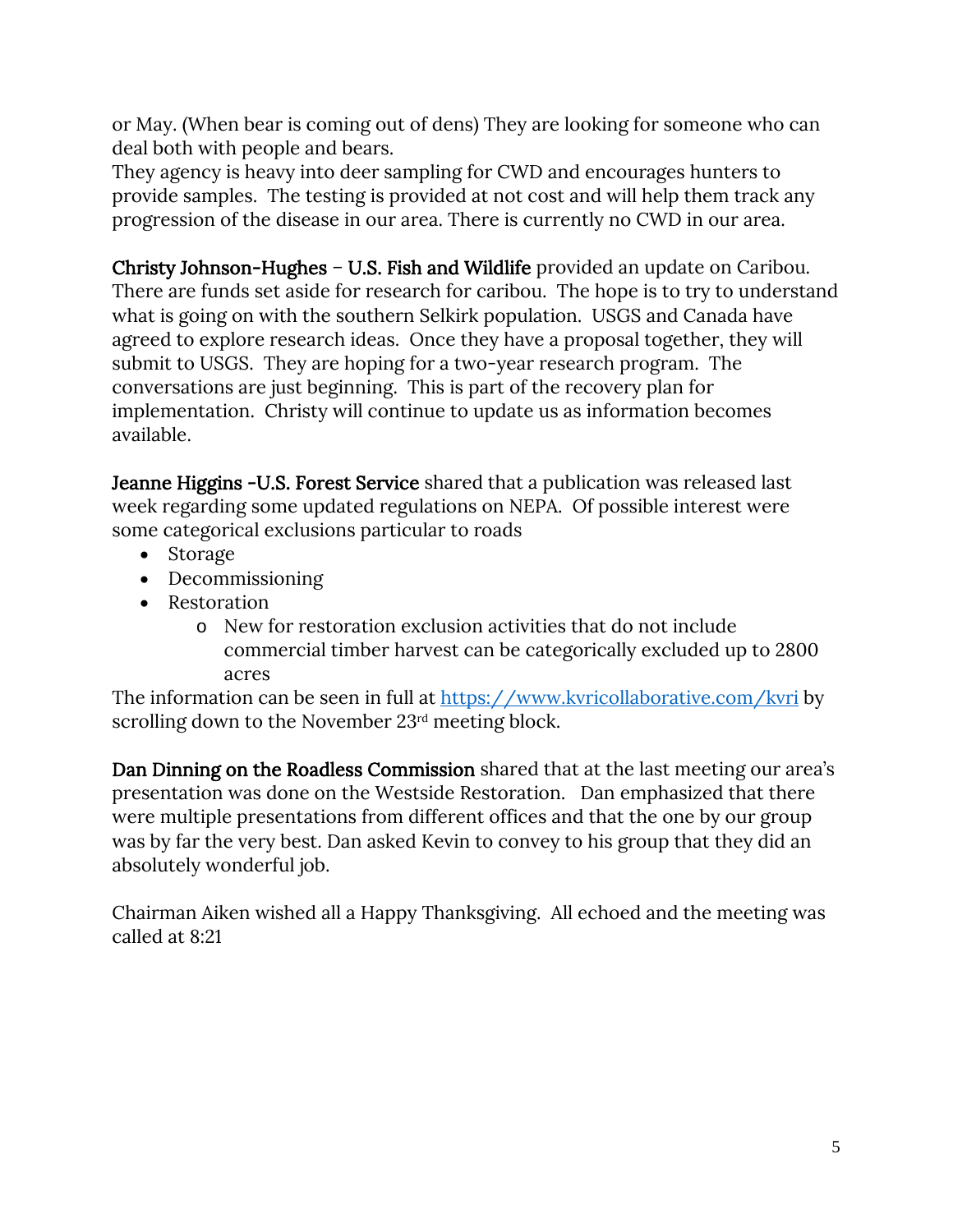or May. (When bear is coming out of dens) They are looking for someone who can deal both with people and bears.
They agency is heavy into deer sampling for CWD and encourages hunters to provide samples. The testing is provided at not cost and will help them track any progression of the disease in our area. There is currently no CWD in our area.

**Christy Johnson-Hughes – U.S. Fish and Wildlife** provided an update on Caribou. There are funds set aside for research for caribou. The hope is to try to understand what is going on with the southern Selkirk population. USGS and Canada have agreed to explore research ideas. Once they have a proposal together, they will submit to USGS. They are hoping for a two-year research program. The conversations are just beginning. This is part of the recovery plan for implementation. Christy will continue to update us as information becomes available.

**Jeanne Higgins -U.S. Forest Service** shared that a publication was released last week regarding some updated regulations on NEPA. Of possible interest were some categorical exclusions particular to roads

- Storage
- Decommissioning
- Restoration
    - New for restoration exclusion activities that do not include commercial timber harvest can be categorically excluded up to 2800 acres

The information can be seen in full at [https://www.kvricollaborative.com/kvri](https://www.kvricollaborative.com/kvri) by scrolling down to the November 23rd meeting block.

**Dan Dinning on the Roadless Commission** shared that at the last meeting our area's presentation was done on the Westside Restoration. Dan emphasized that there were multiple presentations from different offices and that the one by our group was by far the very best. Dan asked Kevin to convey to his group that they did an absolutely wonderful job.

Chairman Aiken wished all a Happy Thanksgiving. All echoed and the meeting was called at 8:21